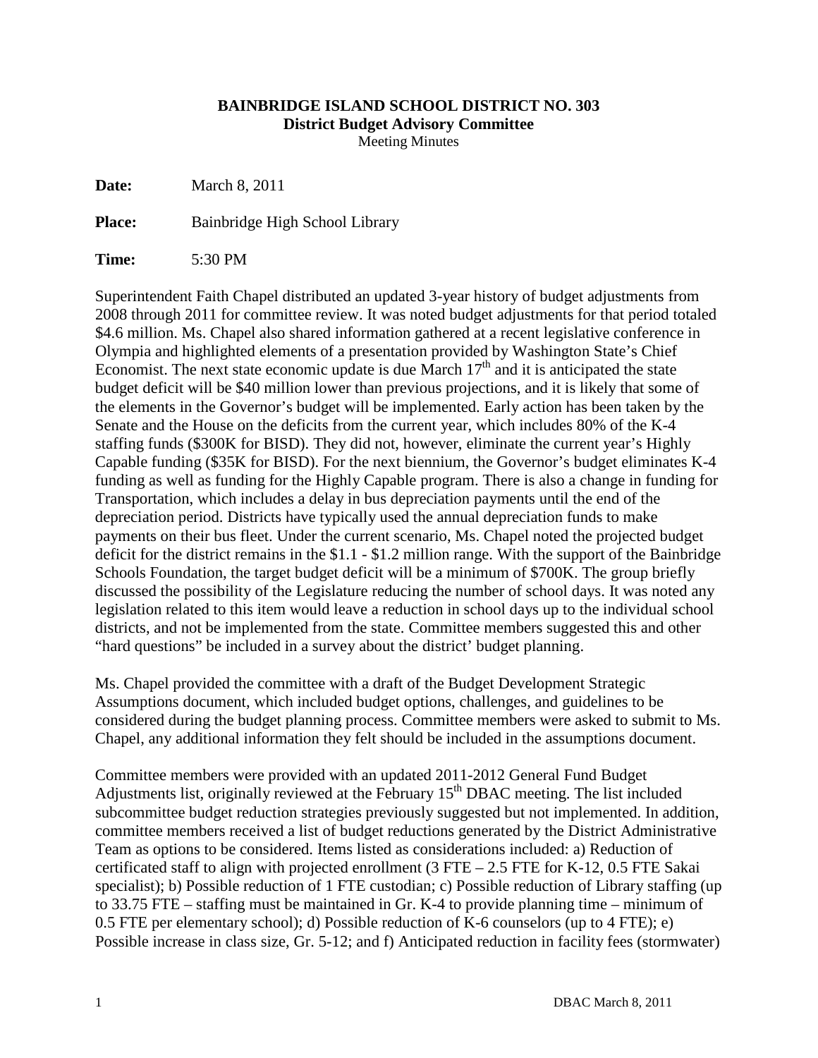**BAINBRIDGE ISLAND SCHOOL DISTRICT NO. 303**
**District Budget Advisory Committee**
Meeting Minutes

**Date:** March 8, 2011

**Place:** Bainbridge High School Library

**Time:** 5:30 PM

Superintendent Faith Chapel distributed an updated 3-year history of budget adjustments from 2008 through 2011 for committee review. It was noted budget adjustments for that period totaled \$4.6 million. Ms. Chapel also shared information gathered at a recent legislative conference in Olympia and highlighted elements of a presentation provided by Washington State's Chief Economist. The next state economic update is due March 17th and it is anticipated the state budget deficit will be \$40 million lower than previous projections, and it is likely that some of the elements in the Governor's budget will be implemented. Early action has been taken by the Senate and the House on the deficits from the current year, which includes 80% of the K-4 staffing funds (\$300K for BISD). They did not, however, eliminate the current year's Highly Capable funding (\$35K for BISD). For the next biennium, the Governor's budget eliminates K-4 funding as well as funding for the Highly Capable program. There is also a change in funding for Transportation, which includes a delay in bus depreciation payments until the end of the depreciation period. Districts have typically used the annual depreciation funds to make payments on their bus fleet. Under the current scenario, Ms. Chapel noted the projected budget deficit for the district remains in the \$1.1 - \$1.2 million range. With the support of the Bainbridge Schools Foundation, the target budget deficit will be a minimum of \$700K. The group briefly discussed the possibility of the Legislature reducing the number of school days. It was noted any legislation related to this item would leave a reduction in school days up to the individual school districts, and not be implemented from the state. Committee members suggested this and other "hard questions" be included in a survey about the district' budget planning.

Ms. Chapel provided the committee with a draft of the Budget Development Strategic Assumptions document, which included budget options, challenges, and guidelines to be considered during the budget planning process. Committee members were asked to submit to Ms. Chapel, any additional information they felt should be included in the assumptions document.

Committee members were provided with an updated 2011-2012 General Fund Budget Adjustments list, originally reviewed at the February 15th DBAC meeting. The list included subcommittee budget reduction strategies previously suggested but not implemented. In addition, committee members received a list of budget reductions generated by the District Administrative Team as options to be considered. Items listed as considerations included: a) Reduction of certificated staff to align with projected enrollment (3 FTE – 2.5 FTE for K-12, 0.5 FTE Sakai specialist); b) Possible reduction of 1 FTE custodian; c) Possible reduction of Library staffing (up to 33.75 FTE – staffing must be maintained in Gr. K-4 to provide planning time – minimum of 0.5 FTE per elementary school); d) Possible reduction of K-6 counselors (up to 4 FTE); e) Possible increase in class size, Gr. 5-12; and f) Anticipated reduction in facility fees (stormwater)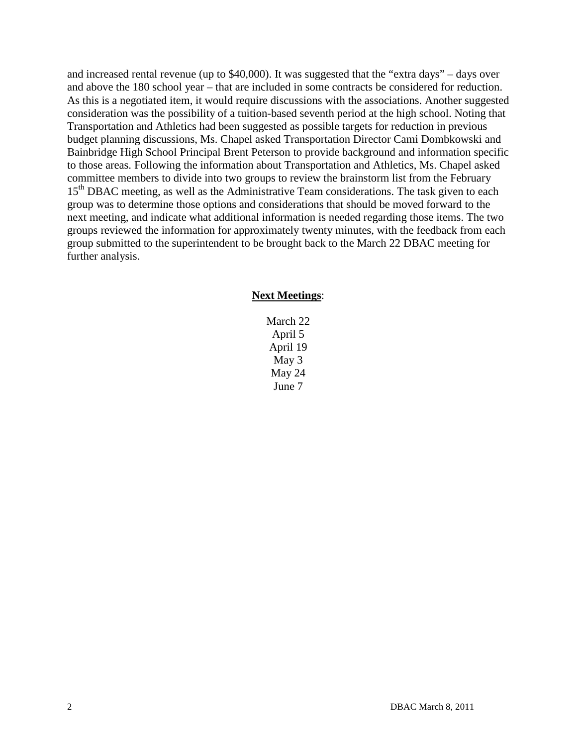and increased rental revenue (up to $40,000). It was suggested that the "extra days" – days over and above the 180 school year – that are included in some contracts be considered for reduction. As this is a negotiated item, it would require discussions with the associations. Another suggested consideration was the possibility of a tuition-based seventh period at the high school. Noting that Transportation and Athletics had been suggested as possible targets for reduction in previous budget planning discussions, Ms. Chapel asked Transportation Director Cami Dombkowski and Bainbridge High School Principal Brent Peterson to provide background and information specific to those areas. Following the information about Transportation and Athletics, Ms. Chapel asked committee members to divide into two groups to review the brainstorm list from the February 15th DBAC meeting, as well as the Administrative Team considerations. The task given to each group was to determine those options and considerations that should be moved forward to the next meeting, and indicate what additional information is needed regarding those items. The two groups reviewed the information for approximately twenty minutes, with the feedback from each group submitted to the superintendent to be brought back to the March 22 DBAC meeting for further analysis.

**Next Meetings**:

March 22
April 5
April 19
May 3
May 24
June 7